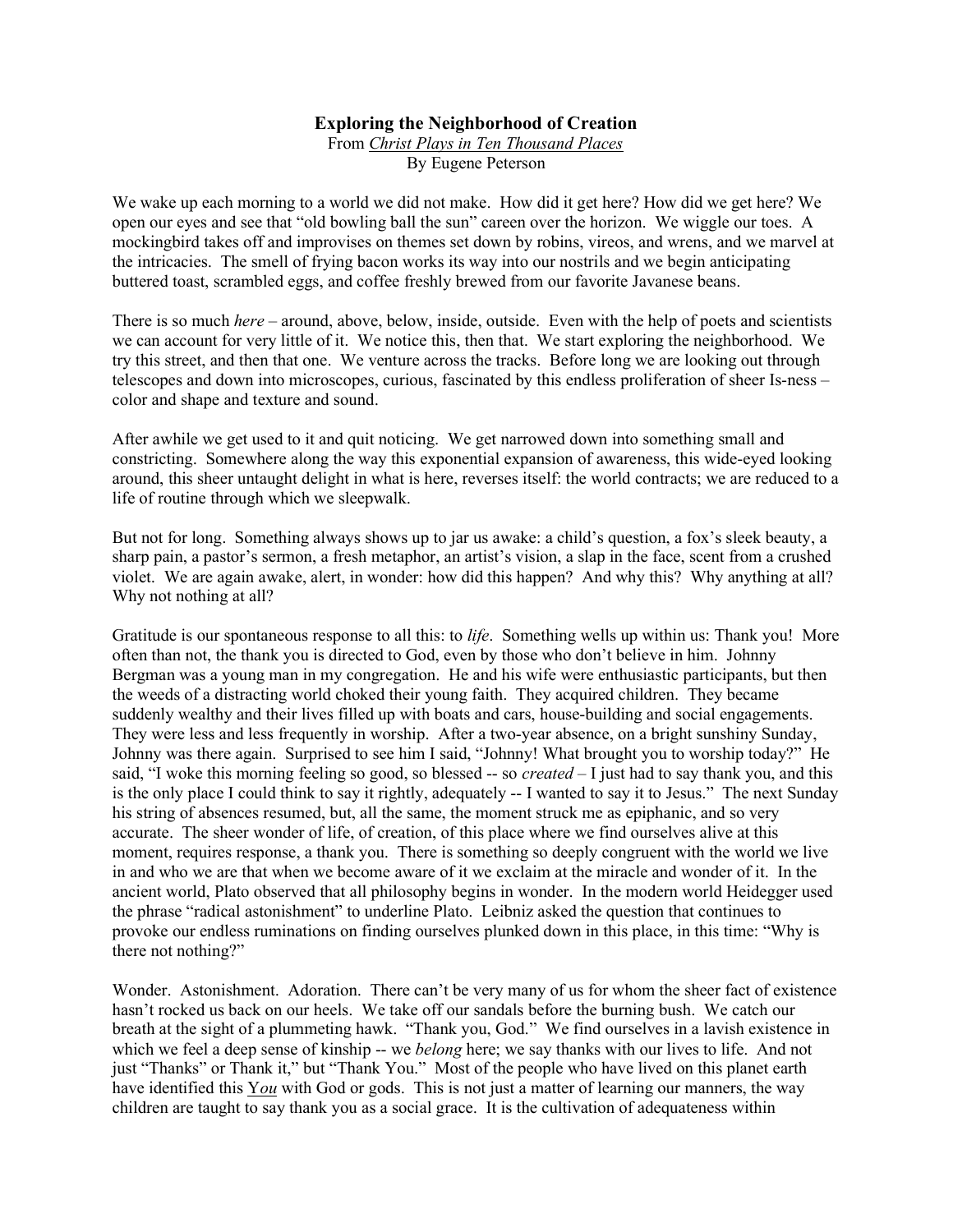# Exploring the Neighborhood of Creation

From _Christ Plays in Ten Thousand Places_
By Eugene Peterson

We wake up each morning to a world we did not make. How did it get here? How did we get here? We open our eyes and see that "old bowling ball the sun" careen over the horizon. We wiggle our toes. A mockingbird takes off and improvises on themes set down by robins, vireos, and wrens, and we marvel at the intricacies. The smell of frying bacon works its way into our nostrils and we begin anticipating buttered toast, scrambled eggs, and coffee freshly brewed from our favorite Javanese beans.

There is so much *here* – around, above, below, inside, outside. Even with the help of poets and scientists we can account for very little of it. We notice this, then that. We start exploring the neighborhood. We try this street, and then that one. We venture across the tracks. Before long we are looking out through telescopes and down into microscopes, curious, fascinated by this endless proliferation of sheer Is-ness – color and shape and texture and sound.

After awhile we get used to it and quit noticing. We get narrowed down into something small and constricting. Somewhere along the way this exponential expansion of awareness, this wide-eyed looking around, this sheer untaught delight in what is here, reverses itself: the world contracts; we are reduced to a life of routine through which we sleepwalk.

But not for long. Something always shows up to jar us awake: a child's question, a fox's sleek beauty, a sharp pain, a pastor's sermon, a fresh metaphor, an artist's vision, a slap in the face, scent from a crushed violet. We are again awake, alert, in wonder: how did this happen? And why this? Why anything at all? Why not nothing at all?

Gratitude is our spontaneous response to all this: to *life*. Something wells up within us: Thank you! More often than not, the thank you is directed to God, even by those who don't believe in him. Johnny Bergman was a young man in my congregation. He and his wife were enthusiastic participants, but then the weeds of a distracting world choked their young faith. They acquired children. They became suddenly wealthy and their lives filled up with boats and cars, house-building and social engagements. They were less and less frequently in worship. After a two-year absence, on a bright sunshiny Sunday, Johnny was there again. Surprised to see him I said, "Johnny! What brought you to worship today?" He said, "I woke this morning feeling so good, so blessed -- so *created* – I just had to say thank you, and this is the only place I could think to say it rightly, adequately -- I wanted to say it to Jesus." The next Sunday his string of absences resumed, but, all the same, the moment struck me as epiphanic, and so very accurate. The sheer wonder of life, of creation, of this place where we find ourselves alive at this moment, requires response, a thank you. There is something so deeply congruent with the world we live in and who we are that when we become aware of it we exclaim at the miracle and wonder of it. In the ancient world, Plato observed that all philosophy begins in wonder. In the modern world Heidegger used the phrase "radical astonishment" to underline Plato. Leibniz asked the question that continues to provoke our endless ruminations on finding ourselves plunked down in this place, in this time: "Why is there not nothing?"

Wonder. Astonishment. Adoration. There can't be very many of us for whom the sheer fact of existence hasn't rocked us back on our heels. We take off our sandals before the burning bush. We catch our breath at the sight of a plummeting hawk. "Thank you, God." We find ourselves in a lavish existence in which we feel a deep sense of kinship -- we *belong* here; we say thanks with our lives to life. And not just "Thanks" or Thank it," but "Thank You." Most of the people who have lived on this planet earth have identified this _Y*ou*_ with God or gods. This is not just a matter of learning our manners, the way children are taught to say thank you as a social grace. It is the cultivation of adequateness within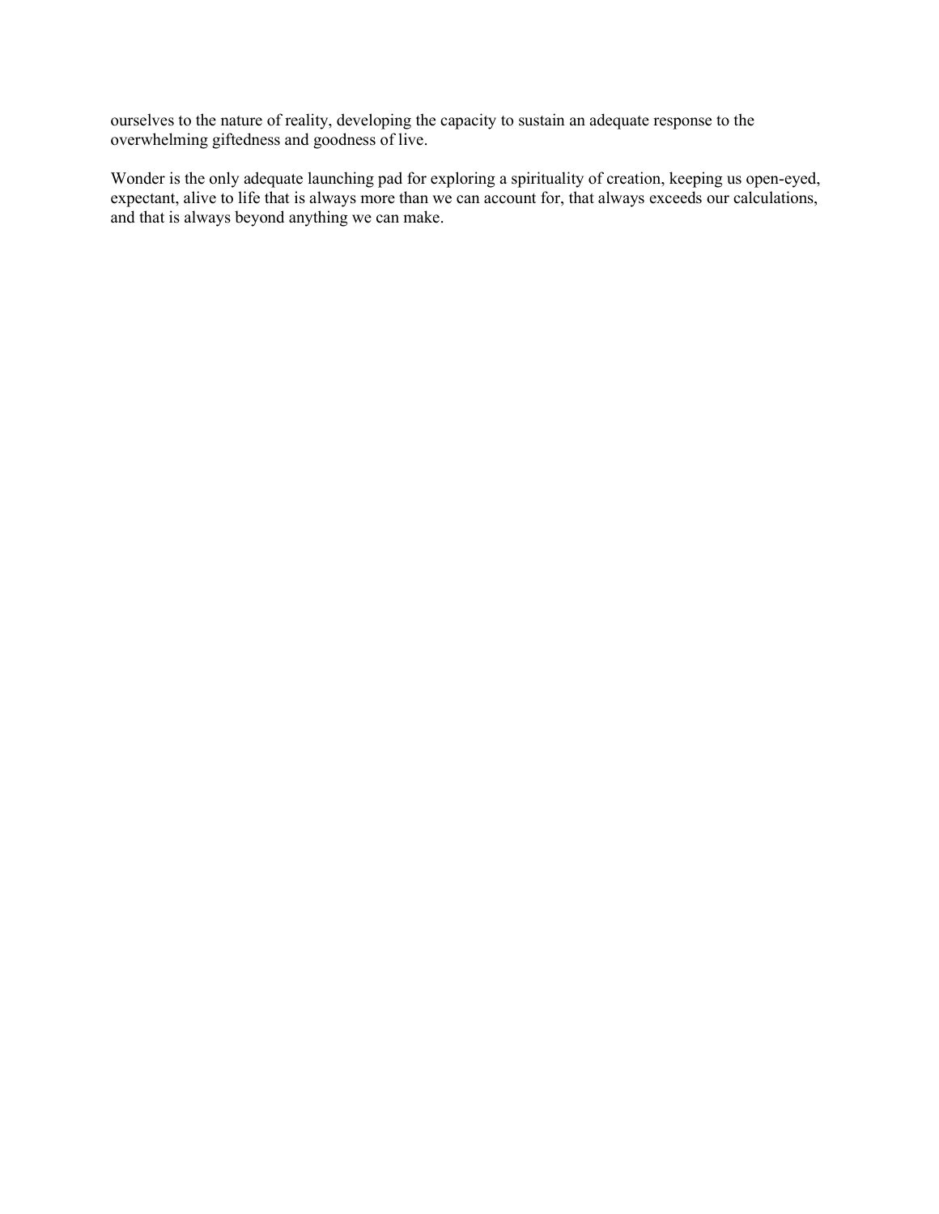ourselves to the nature of reality, developing the capacity to sustain an adequate response to the overwhelming giftedness and goodness of live.

Wonder is the only adequate launching pad for exploring a spirituality of creation, keeping us open-eyed, expectant, alive to life that is always more than we can account for, that always exceeds our calculations, and that is always beyond anything we can make.